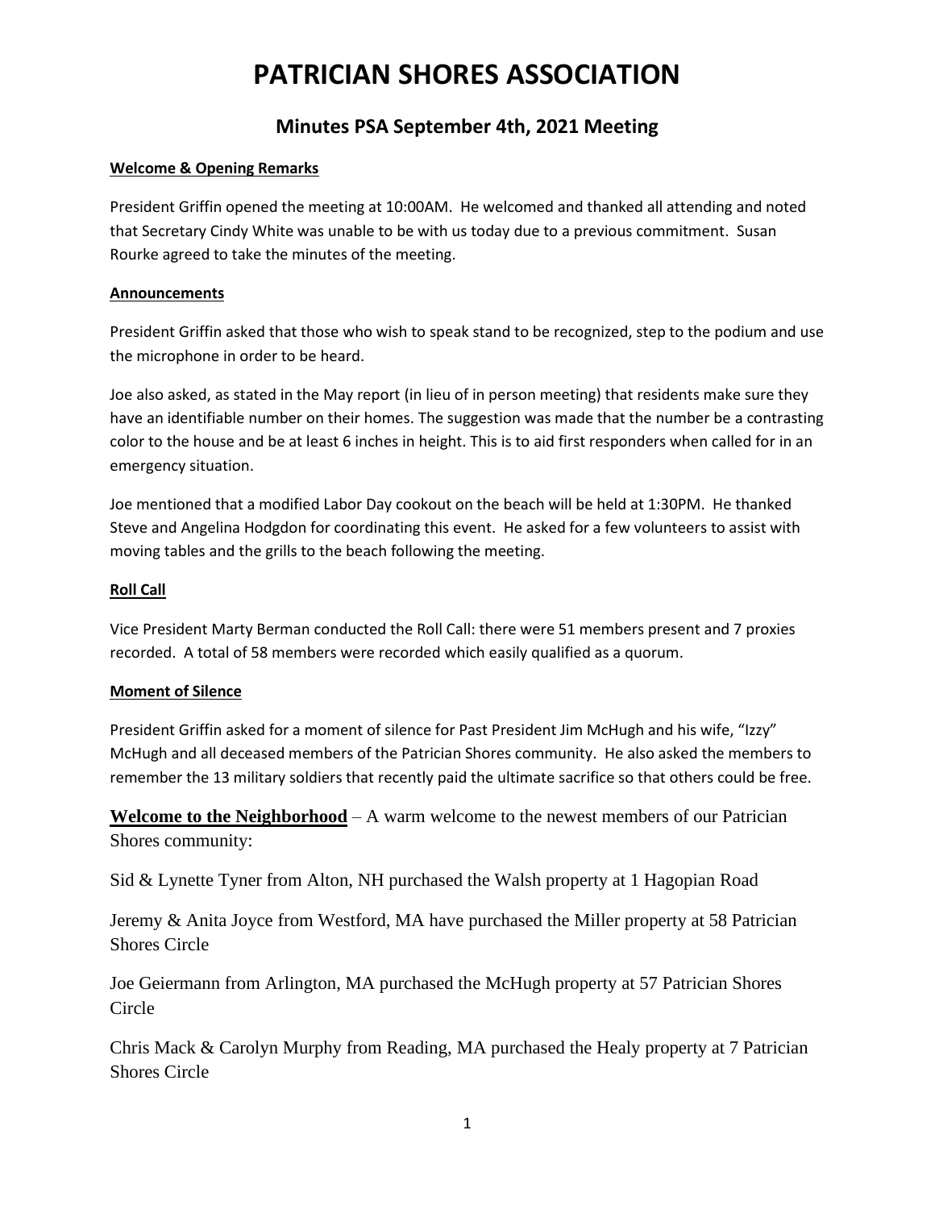# PATRICIAN SHORES ASSOCIATION

## Minutes PSA September 4th, 2021 Meeting

**Welcome & Opening Remarks**

President Griffin opened the meeting at 10:00AM. He welcomed and thanked all attending and noted that Secretary Cindy White was unable to be with us today due to a previous commitment. Susan Rourke agreed to take the minutes of the meeting.

**Announcements**

President Griffin asked that those who wish to speak stand to be recognized, step to the podium and use the microphone in order to be heard.

Joe also asked, as stated in the May report (in lieu of in person meeting) that residents make sure they have an identifiable number on their homes. The suggestion was made that the number be a contrasting color to the house and be at least 6 inches in height. This is to aid first responders when called for in an emergency situation.

Joe mentioned that a modified Labor Day cookout on the beach will be held at 1:30PM. He thanked Steve and Angelina Hodgdon for coordinating this event. He asked for a few volunteers to assist with moving tables and the grills to the beach following the meeting.

**Roll Call**

Vice President Marty Berman conducted the Roll Call: there were 51 members present and 7 proxies recorded. A total of 58 members were recorded which easily qualified as a quorum.

**Moment of Silence**

President Griffin asked for a moment of silence for Past President Jim McHugh and his wife, "Izzy" McHugh and all deceased members of the Patrician Shores community. He also asked the members to remember the 13 military soldiers that recently paid the ultimate sacrifice so that others could be free.

**Welcome to the Neighborhood** – A warm welcome to the newest members of our Patrician Shores community:

Sid & Lynette Tyner from Alton, NH purchased the Walsh property at 1 Hagopian Road

Jeremy & Anita Joyce from Westford, MA have purchased the Miller property at 58 Patrician Shores Circle

Joe Geiermann from Arlington, MA purchased the McHugh property at 57 Patrician Shores Circle

Chris Mack & Carolyn Murphy from Reading, MA purchased the Healy property at 7 Patrician Shores Circle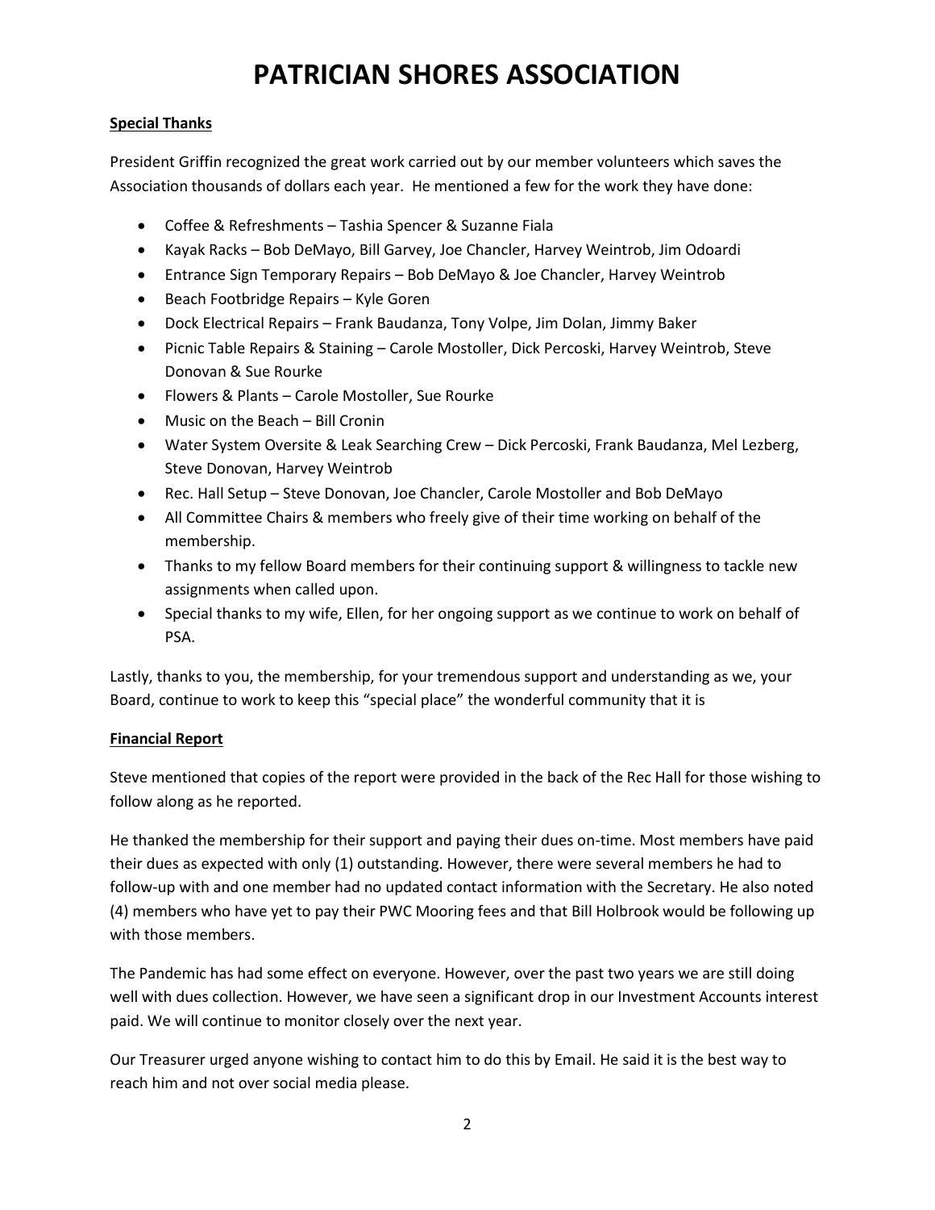# PATRICIAN SHORES ASSOCIATION

**Special Thanks**

President Griffin recognized the great work carried out by our member volunteers which saves the Association thousands of dollars each year. He mentioned a few for the work they have done:

- Coffee & Refreshments – Tashia Spencer & Suzanne Fiala
- Kayak Racks – Bob DeMayo, Bill Garvey, Joe Chancler, Harvey Weintrob, Jim Odoardi
- Entrance Sign Temporary Repairs – Bob DeMayo & Joe Chancler, Harvey Weintrob
- Beach Footbridge Repairs – Kyle Goren
- Dock Electrical Repairs – Frank Baudanza, Tony Volpe, Jim Dolan, Jimmy Baker
- Picnic Table Repairs & Staining – Carole Mostoller, Dick Percoski, Harvey Weintrob, Steve Donovan & Sue Rourke
- Flowers & Plants – Carole Mostoller, Sue Rourke
- Music on the Beach – Bill Cronin
- Water System Oversite & Leak Searching Crew – Dick Percoski, Frank Baudanza, Mel Lezberg, Steve Donovan, Harvey Weintrob
- Rec. Hall Setup – Steve Donovan, Joe Chancler, Carole Mostoller and Bob DeMayo
- All Committee Chairs & members who freely give of their time working on behalf of the membership.
- Thanks to my fellow Board members for their continuing support & willingness to tackle new assignments when called upon.
- Special thanks to my wife, Ellen, for her ongoing support as we continue to work on behalf of PSA.

Lastly, thanks to you, the membership, for your tremendous support and understanding as we, your Board, continue to work to keep this "special place" the wonderful community that it is

**Financial Report**

Steve mentioned that copies of the report were provided in the back of the Rec Hall for those wishing to follow along as he reported.

He thanked the membership for their support and paying their dues on-time. Most members have paid their dues as expected with only (1) outstanding. However, there were several members he had to follow-up with and one member had no updated contact information with the Secretary. He also noted (4) members who have yet to pay their PWC Mooring fees and that Bill Holbrook would be following up with those members.

The Pandemic has had some effect on everyone. However, over the past two years we are still doing well with dues collection. However, we have seen a significant drop in our Investment Accounts interest paid. We will continue to monitor closely over the next year.

Our Treasurer urged anyone wishing to contact him to do this by Email. He said it is the best way to reach him and not over social media please.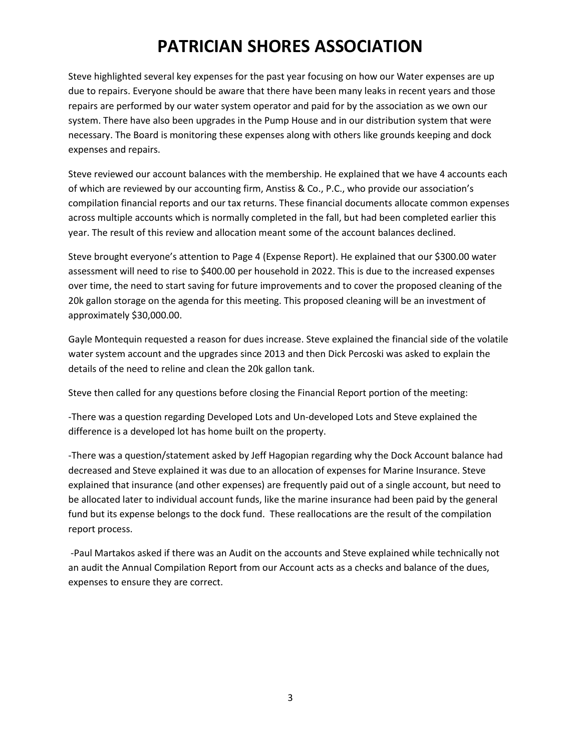# PATRICIAN SHORES ASSOCIATION

Steve highlighted several key expenses for the past year focusing on how our Water expenses are up due to repairs. Everyone should be aware that there have been many leaks in recent years and those repairs are performed by our water system operator and paid for by the association as we own our system. There have also been upgrades in the Pump House and in our distribution system that were necessary. The Board is monitoring these expenses along with others like grounds keeping and dock expenses and repairs.

Steve reviewed our account balances with the membership. He explained that we have 4 accounts each of which are reviewed by our accounting firm, Anstiss & Co., P.C., who provide our association's compilation financial reports and our tax returns. These financial documents allocate common expenses across multiple accounts which is normally completed in the fall, but had been completed earlier this year. The result of this review and allocation meant some of the account balances declined.

Steve brought everyone's attention to Page 4 (Expense Report). He explained that our $300.00 water assessment will need to rise to $400.00 per household in 2022. This is due to the increased expenses over time, the need to start saving for future improvements and to cover the proposed cleaning of the 20k gallon storage on the agenda for this meeting. This proposed cleaning will be an investment of approximately $30,000.00.

Gayle Montequin requested a reason for dues increase. Steve explained the financial side of the volatile water system account and the upgrades since 2013 and then Dick Percoski was asked to explain the details of the need to reline and clean the 20k gallon tank.

Steve then called for any questions before closing the Financial Report portion of the meeting:

-There was a question regarding Developed Lots and Un-developed Lots and Steve explained the difference is a developed lot has home built on the property.

-There was a question/statement asked by Jeff Hagopian regarding why the Dock Account balance had decreased and Steve explained it was due to an allocation of expenses for Marine Insurance. Steve explained that insurance (and other expenses) are frequently paid out of a single account, but need to be allocated later to individual account funds, like the marine insurance had been paid by the general fund but its expense belongs to the dock fund. These reallocations are the result of the compilation report process.

-Paul Martakos asked if there was an Audit on the accounts and Steve explained while technically not an audit the Annual Compilation Report from our Account acts as a checks and balance of the dues, expenses to ensure they are correct.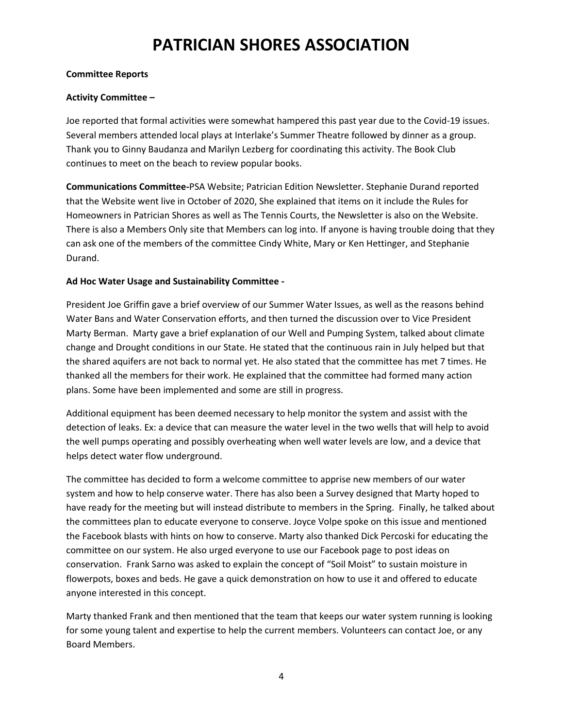# PATRICIAN SHORES ASSOCIATION

**Committee Reports**

**Activity Committee –**

Joe reported that formal activities were somewhat hampered this past year due to the Covid-19 issues. Several members attended local plays at Interlake's Summer Theatre followed by dinner as a group. Thank you to Ginny Baudanza and Marilyn Lezberg for coordinating this activity. The Book Club continues to meet on the beach to review popular books.

**Communications Committee-**PSA Website; Patrician Edition Newsletter. Stephanie Durand reported that the Website went live in October of 2020, She explained that items on it include the Rules for Homeowners in Patrician Shores as well as The Tennis Courts, the Newsletter is also on the Website. There is also a Members Only site that Members can log into. If anyone is having trouble doing that they can ask one of the members of the committee Cindy White, Mary or Ken Hettinger, and Stephanie Durand.

**Ad Hoc Water Usage and Sustainability Committee -**

President Joe Griffin gave a brief overview of our Summer Water Issues, as well as the reasons behind Water Bans and Water Conservation efforts, and then turned the discussion over to Vice President Marty Berman. Marty gave a brief explanation of our Well and Pumping System, talked about climate change and Drought conditions in our State. He stated that the continuous rain in July helped but that the shared aquifers are not back to normal yet. He also stated that the committee has met 7 times. He thanked all the members for their work. He explained that the committee had formed many action plans. Some have been implemented and some are still in progress.

Additional equipment has been deemed necessary to help monitor the system and assist with the detection of leaks. Ex: a device that can measure the water level in the two wells that will help to avoid the well pumps operating and possibly overheating when well water levels are low, and a device that helps detect water flow underground.

The committee has decided to form a welcome committee to apprise new members of our water system and how to help conserve water. There has also been a Survey designed that Marty hoped to have ready for the meeting but will instead distribute to members in the Spring. Finally, he talked about the committees plan to educate everyone to conserve. Joyce Volpe spoke on this issue and mentioned the Facebook blasts with hints on how to conserve. Marty also thanked Dick Percoski for educating the committee on our system. He also urged everyone to use our Facebook page to post ideas on conservation. Frank Sarno was asked to explain the concept of "Soil Moist" to sustain moisture in flowerpots, boxes and beds. He gave a quick demonstration on how to use it and offered to educate anyone interested in this concept.

Marty thanked Frank and then mentioned that the team that keeps our water system running is looking for some young talent and expertise to help the current members. Volunteers can contact Joe, or any Board Members.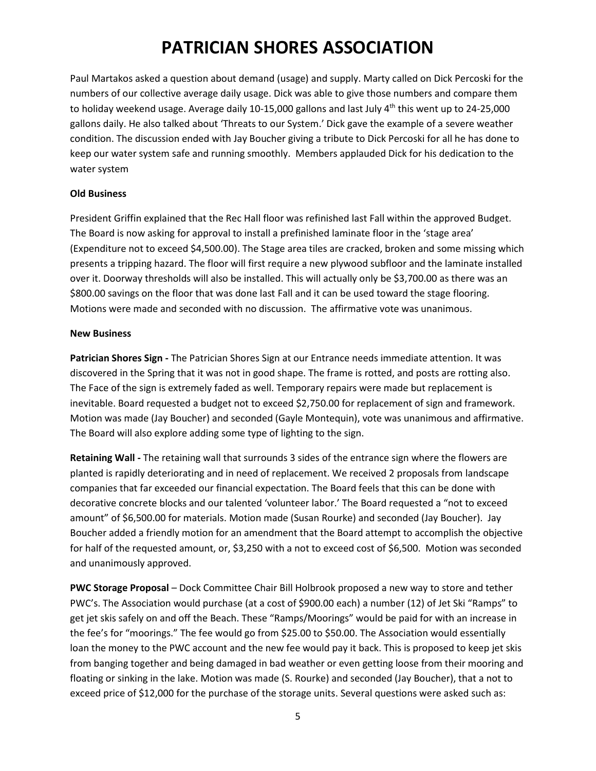Paul Martakos asked a question about demand (usage) and supply. Marty called on Dick Percoski for the numbers of our collective average daily usage. Dick was able to give those numbers and compare them to holiday weekend usage. Average daily 10-15,000 gallons and last July 4th this went up to 24-25,000 gallons daily. He also talked about 'Threats to our System.' Dick gave the example of a severe weather condition. The discussion ended with Jay Boucher giving a tribute to Dick Percoski for all he has done to keep our water system safe and running smoothly. Members applauded Dick for his dedication to the water system

**Old Business**

President Griffin explained that the Rec Hall floor was refinished last Fall within the approved Budget. The Board is now asking for approval to install a prefinished laminate floor in the 'stage area' (Expenditure not to exceed $4,500.00). The Stage area tiles are cracked, broken and some missing which presents a tripping hazard. The floor will first require a new plywood subfloor and the laminate installed over it. Doorway thresholds will also be installed. This will actually only be $3,700.00 as there was an $800.00 savings on the floor that was done last Fall and it can be used toward the stage flooring. Motions were made and seconded with no discussion. The affirmative vote was unanimous.

**New Business**

**Patrician Shores Sign -** The Patrician Shores Sign at our Entrance needs immediate attention. It was discovered in the Spring that it was not in good shape. The frame is rotted, and posts are rotting also. The Face of the sign is extremely faded as well. Temporary repairs were made but replacement is inevitable. Board requested a budget not to exceed $2,750.00 for replacement of sign and framework. Motion was made (Jay Boucher) and seconded (Gayle Montequin), vote was unanimous and affirmative. The Board will also explore adding some type of lighting to the sign.

**Retaining Wall -** The retaining wall that surrounds 3 sides of the entrance sign where the flowers are planted is rapidly deteriorating and in need of replacement. We received 2 proposals from landscape companies that far exceeded our financial expectation. The Board feels that this can be done with decorative concrete blocks and our talented 'volunteer labor.' The Board requested a "not to exceed amount" of $6,500.00 for materials. Motion made (Susan Rourke) and seconded (Jay Boucher). Jay Boucher added a friendly motion for an amendment that the Board attempt to accomplish the objective for half of the requested amount, or, $3,250 with a not to exceed cost of $6,500. Motion was seconded and unanimously approved.

**PWC Storage Proposal** – Dock Committee Chair Bill Holbrook proposed a new way to store and tether PWC's. The Association would purchase (at a cost of $900.00 each) a number (12) of Jet Ski "Ramps" to get jet skis safely on and off the Beach. These "Ramps/Moorings" would be paid for with an increase in the fee's for "moorings." The fee would go from $25.00 to $50.00. The Association would essentially loan the money to the PWC account and the new fee would pay it back. This is proposed to keep jet skis from banging together and being damaged in bad weather or even getting loose from their mooring and floating or sinking in the lake. Motion was made (S. Rourke) and seconded (Jay Boucher), that a not to exceed price of $12,000 for the purchase of the storage units. Several questions were asked such as: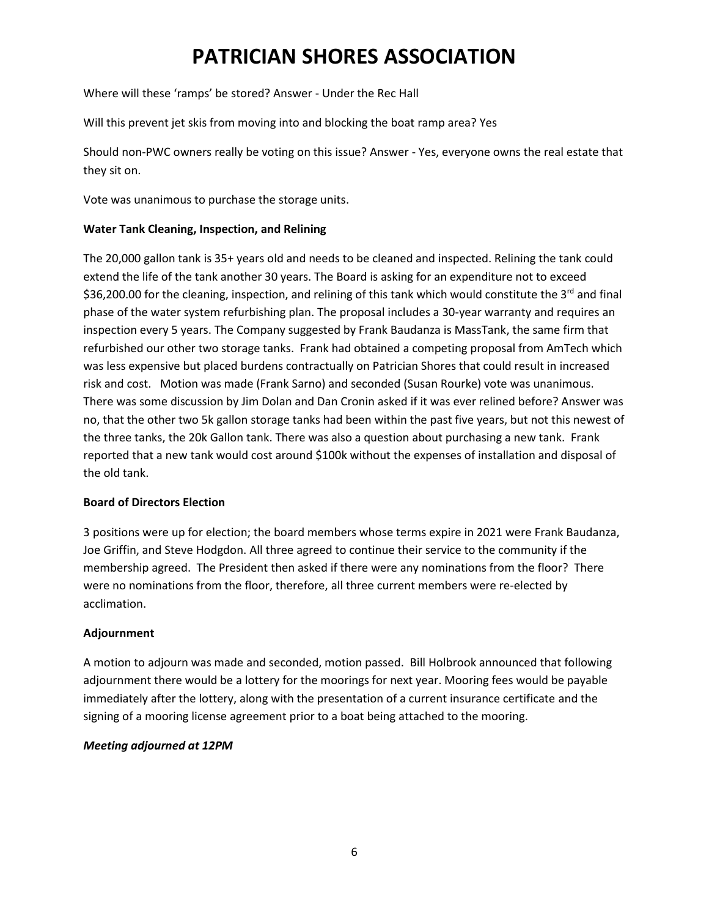Where will these 'ramps' be stored? Answer - Under the Rec Hall

Will this prevent jet skis from moving into and blocking the boat ramp area? Yes

Should non-PWC owners really be voting on this issue? Answer - Yes, everyone owns the real estate that they sit on.

Vote was unanimous to purchase the storage units.

**Water Tank Cleaning, Inspection, and Relining**

The 20,000 gallon tank is 35+ years old and needs to be cleaned and inspected. Relining the tank could extend the life of the tank another 30 years. The Board is asking for an expenditure not to exceed \$36,200.00 for the cleaning, inspection, and relining of this tank which would constitute the 3rd and final phase of the water system refurbishing plan. The proposal includes a 30-year warranty and requires an inspection every 5 years. The Company suggested by Frank Baudanza is MassTank, the same firm that refurbished our other two storage tanks. Frank had obtained a competing proposal from AmTech which was less expensive but placed burdens contractually on Patrician Shores that could result in increased risk and cost. Motion was made (Frank Sarno) and seconded (Susan Rourke) vote was unanimous. There was some discussion by Jim Dolan and Dan Cronin asked if it was ever relined before? Answer was no, that the other two 5k gallon storage tanks had been within the past five years, but not this newest of the three tanks, the 20k Gallon tank. There was also a question about purchasing a new tank. Frank reported that a new tank would cost around \$100k without the expenses of installation and disposal of the old tank.

**Board of Directors Election**

3 positions were up for election; the board members whose terms expire in 2021 were Frank Baudanza, Joe Griffin, and Steve Hodgdon. All three agreed to continue their service to the community if the membership agreed. The President then asked if there were any nominations from the floor? There were no nominations from the floor, therefore, all three current members were re-elected by acclimation.

**Adjournment**

A motion to adjourn was made and seconded, motion passed. Bill Holbrook announced that following adjournment there would be a lottery for the moorings for next year. Mooring fees would be payable immediately after the lottery, along with the presentation of a current insurance certificate and the signing of a mooring license agreement prior to a boat being attached to the mooring.

***Meeting adjourned at 12PM***